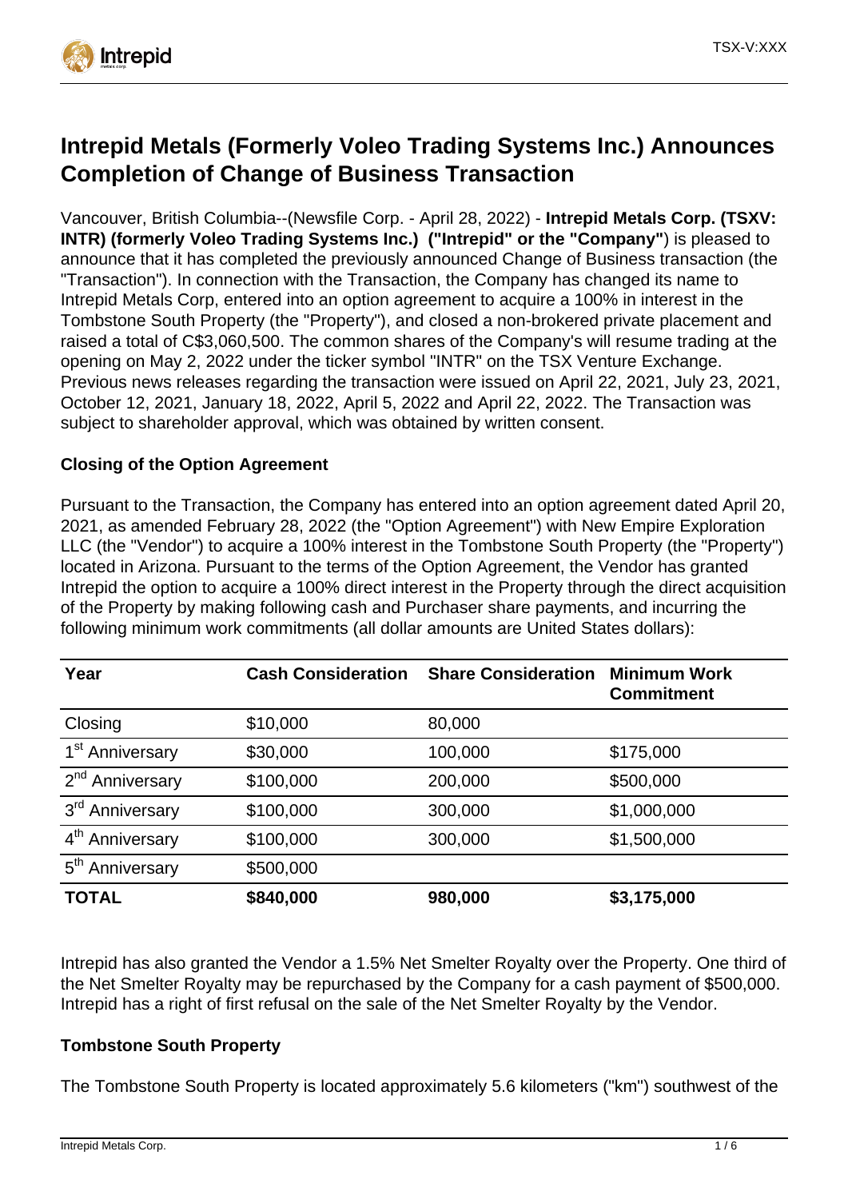# Intrepid Metals (Formerly Voleo Trading Systems Inc.) Announces Completion of Change of Business Transaction

Vancouver, British Columbia--(Newsfile Corp. - April 28, 2022) - **Intrepid Metals Corp. (TSXV: INTR) (formerly Voleo Trading Systems Inc.) ("Intrepid" or the "Company"**) is pleased to announce that it has completed the previously announced Change of Business transaction (the "Transaction"). In connection with the Transaction, the Company has changed its name to Intrepid Metals Corp, entered into an option agreement to acquire a 100% in interest in the Tombstone South Property (the "Property"), and closed a non-brokered private placement and raised a total of C$3,060,500. The common shares of the Company's will resume trading at the opening on May 2, 2022 under the ticker symbol "INTR" on the TSX Venture Exchange. Previous news releases regarding the transaction were issued on April 22, 2021, July 23, 2021, October 12, 2021, January 18, 2022, April 5, 2022 and April 22, 2022. The Transaction was subject to shareholder approval, which was obtained by written consent.

**Closing of the Option Agreement**

Pursuant to the Transaction, the Company has entered into an option agreement dated April 20, 2021, as amended February 28, 2022 (the "Option Agreement") with New Empire Exploration LLC (the "Vendor") to acquire a 100% interest in the Tombstone South Property (the "Property") located in Arizona. Pursuant to the terms of the Option Agreement, the Vendor has granted Intrepid the option to acquire a 100% direct interest in the Property through the direct acquisition of the Property by making following cash and Purchaser share payments, and incurring the following minimum work commitments (all dollar amounts are United States dollars):

| Year | Cash Consideration | Share Consideration | Minimum Work Commitment |
|---|---|---|---|
| Closing | $10,000 | 80,000 | |
| 1st Anniversary | $30,000 | 100,000 | $175,000 |
| 2nd Anniversary | $100,000 | 200,000 | $500,000 |
| 3rd Anniversary | $100,000 | 300,000 | $1,000,000 |
| 4th Anniversary | $100,000 | 300,000 | $1,500,000 |
| 5th Anniversary | $500,000 | | |
| **TOTAL** | **$840,000** | **980,000** | **$3,175,000** |

Intrepid has also granted the Vendor a 1.5% Net Smelter Royalty over the Property. One third of the Net Smelter Royalty may be repurchased by the Company for a cash payment of $500,000. Intrepid has a right of first refusal on the sale of the Net Smelter Royalty by the Vendor.

**Tombstone South Property**

The Tombstone South Property is located approximately 5.6 kilometers ("km") southwest of the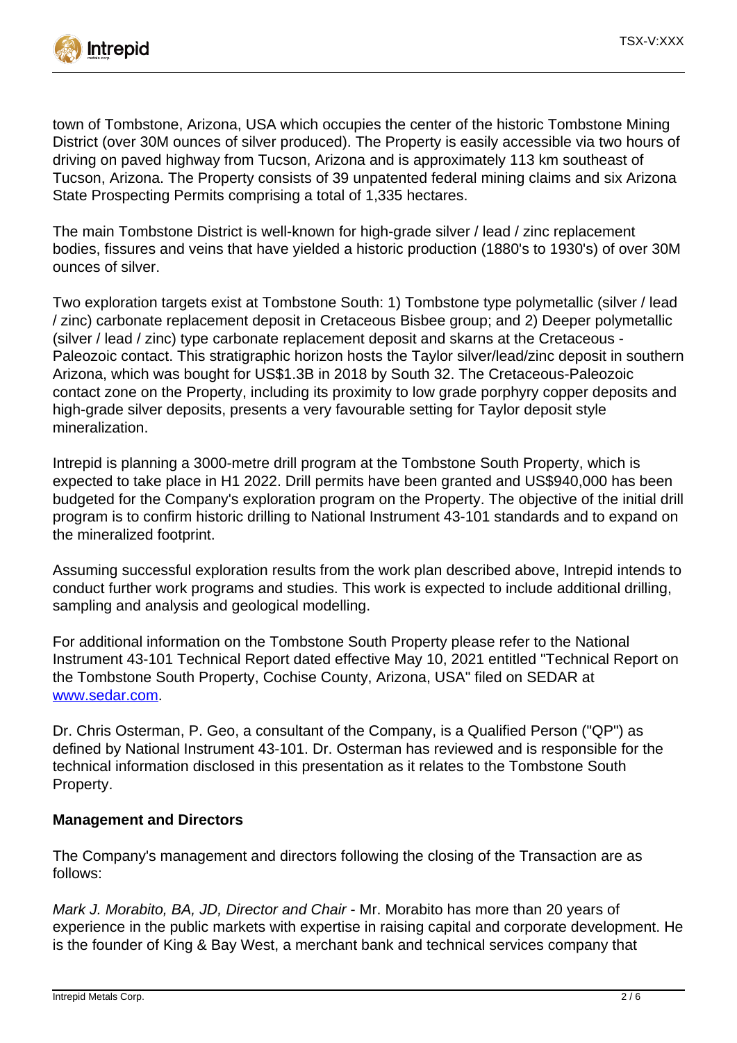town of Tombstone, Arizona, USA which occupies the center of the historic Tombstone Mining District (over 30M ounces of silver produced). The Property is easily accessible via two hours of driving on paved highway from Tucson, Arizona and is approximately 113 km southeast of Tucson, Arizona. The Property consists of 39 unpatented federal mining claims and six Arizona State Prospecting Permits comprising a total of 1,335 hectares.

The main Tombstone District is well-known for high-grade silver / lead / zinc replacement bodies, fissures and veins that have yielded a historic production (1880's to 1930's) of over 30M ounces of silver.

Two exploration targets exist at Tombstone South: 1) Tombstone type polymetallic (silver / lead / zinc) carbonate replacement deposit in Cretaceous Bisbee group; and 2) Deeper polymetallic (silver / lead / zinc) type carbonate replacement deposit and skarns at the Cretaceous - Paleozoic contact. This stratigraphic horizon hosts the Taylor silver/lead/zinc deposit in southern Arizona, which was bought for US$1.3B in 2018 by South 32. The Cretaceous-Paleozoic contact zone on the Property, including its proximity to low grade porphyry copper deposits and high-grade silver deposits, presents a very favourable setting for Taylor deposit style mineralization.

Intrepid is planning a 3000-metre drill program at the Tombstone South Property, which is expected to take place in H1 2022. Drill permits have been granted and US$940,000 has been budgeted for the Company's exploration program on the Property. The objective of the initial drill program is to confirm historic drilling to National Instrument 43-101 standards and to expand on the mineralized footprint.

Assuming successful exploration results from the work plan described above, Intrepid intends to conduct further work programs and studies. This work is expected to include additional drilling, sampling and analysis and geological modelling.

For additional information on the Tombstone South Property please refer to the National Instrument 43-101 Technical Report dated effective May 10, 2021 entitled "Technical Report on the Tombstone South Property, Cochise County, Arizona, USA" filed on SEDAR at [www.sedar.com](http://www.sedar.com).

Dr. Chris Osterman, P. Geo, a consultant of the Company, is a Qualified Person ("QP") as defined by National Instrument 43-101. Dr. Osterman has reviewed and is responsible for the technical information disclosed in this presentation as it relates to the Tombstone South Property.

**Management and Directors**

The Company's management and directors following the closing of the Transaction are as follows:

*Mark J. Morabito, BA, JD, Director and Chair* - Mr. Morabito has more than 20 years of experience in the public markets with expertise in raising capital and corporate development. He is the founder of King & Bay West, a merchant bank and technical services company that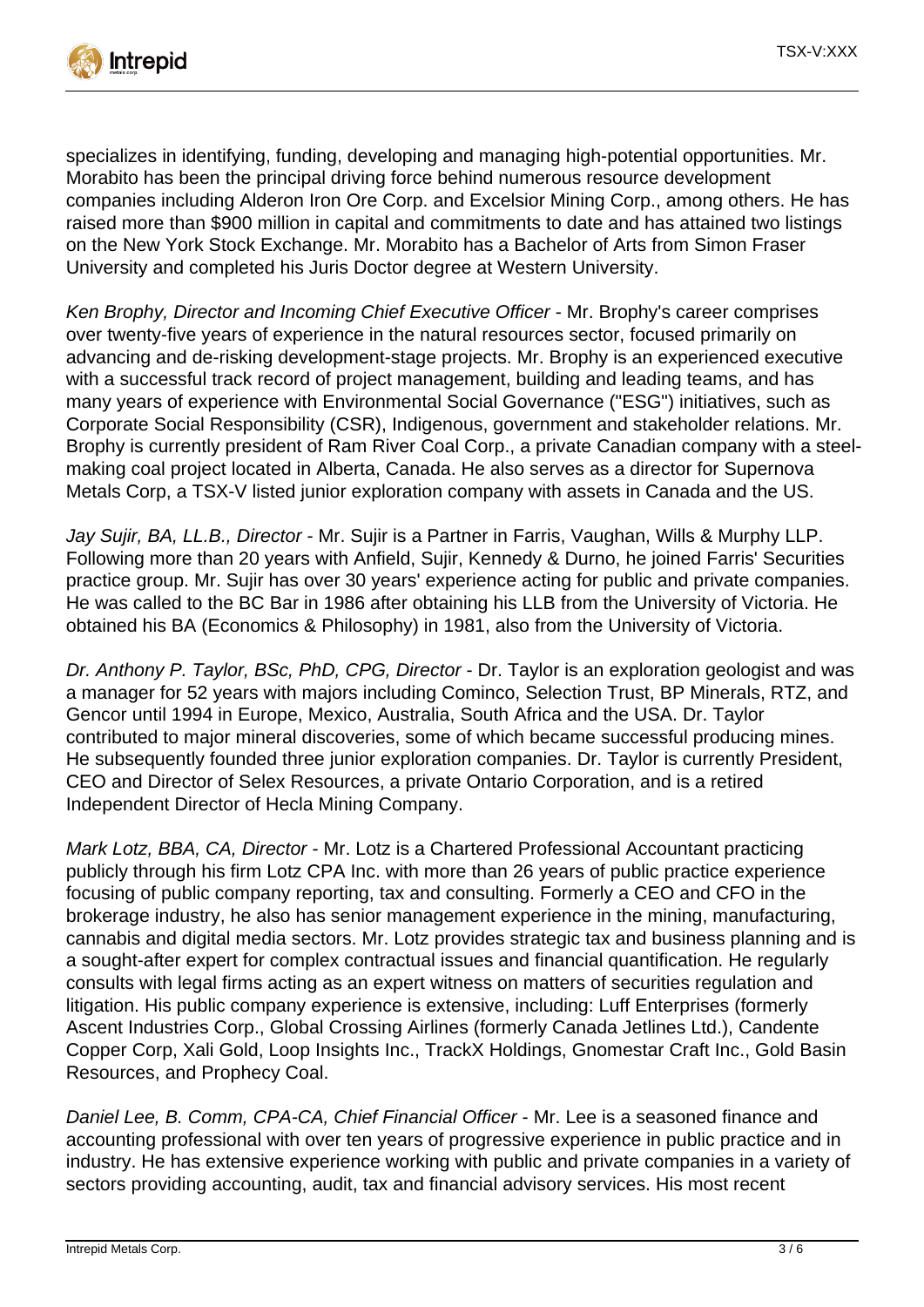specializes in identifying, funding, developing and managing high-potential opportunities. Mr. Morabito has been the principal driving force behind numerous resource development companies including Alderon Iron Ore Corp. and Excelsior Mining Corp., among others. He has raised more than $900 million in capital and commitments to date and has attained two listings on the New York Stock Exchange. Mr. Morabito has a Bachelor of Arts from Simon Fraser University and completed his Juris Doctor degree at Western University.

*Ken Brophy, Director and Incoming Chief Executive Officer* - Mr. Brophy's career comprises over twenty-five years of experience in the natural resources sector, focused primarily on advancing and de-risking development-stage projects. Mr. Brophy is an experienced executive with a successful track record of project management, building and leading teams, and has many years of experience with Environmental Social Governance ("ESG") initiatives, such as Corporate Social Responsibility (CSR), Indigenous, government and stakeholder relations. Mr. Brophy is currently president of Ram River Coal Corp., a private Canadian company with a steel-making coal project located in Alberta, Canada. He also serves as a director for Supernova Metals Corp, a TSX-V listed junior exploration company with assets in Canada and the US.

*Jay Sujir, BA, LL.B., Director* - Mr. Sujir is a Partner in Farris, Vaughan, Wills & Murphy LLP. Following more than 20 years with Anfield, Sujir, Kennedy & Durno, he joined Farris' Securities practice group. Mr. Sujir has over 30 years' experience acting for public and private companies. He was called to the BC Bar in 1986 after obtaining his LLB from the University of Victoria. He obtained his BA (Economics & Philosophy) in 1981, also from the University of Victoria.

*Dr. Anthony P. Taylor, BSc, PhD, CPG, Director* - Dr. Taylor is an exploration geologist and was a manager for 52 years with majors including Cominco, Selection Trust, BP Minerals, RTZ, and Gencor until 1994 in Europe, Mexico, Australia, South Africa and the USA. Dr. Taylor contributed to major mineral discoveries, some of which became successful producing mines. He subsequently founded three junior exploration companies. Dr. Taylor is currently President, CEO and Director of Selex Resources, a private Ontario Corporation, and is a retired Independent Director of Hecla Mining Company.

*Mark Lotz, BBA, CA, Director* - Mr. Lotz is a Chartered Professional Accountant practicing publicly through his firm Lotz CPA Inc. with more than 26 years of public practice experience focusing of public company reporting, tax and consulting. Formerly a CEO and CFO in the brokerage industry, he also has senior management experience in the mining, manufacturing, cannabis and digital media sectors. Mr. Lotz provides strategic tax and business planning and is a sought-after expert for complex contractual issues and financial quantification. He regularly consults with legal firms acting as an expert witness on matters of securities regulation and litigation. His public company experience is extensive, including: Luff Enterprises (formerly Ascent Industries Corp., Global Crossing Airlines (formerly Canada Jetlines Ltd.), Candente Copper Corp, Xali Gold, Loop Insights Inc., TrackX Holdings, Gnomestar Craft Inc., Gold Basin Resources, and Prophecy Coal.

*Daniel Lee, B. Comm, CPA-CA, Chief Financial Officer* - Mr. Lee is a seasoned finance and accounting professional with over ten years of progressive experience in public practice and in industry. He has extensive experience working with public and private companies in a variety of sectors providing accounting, audit, tax and financial advisory services. His most recent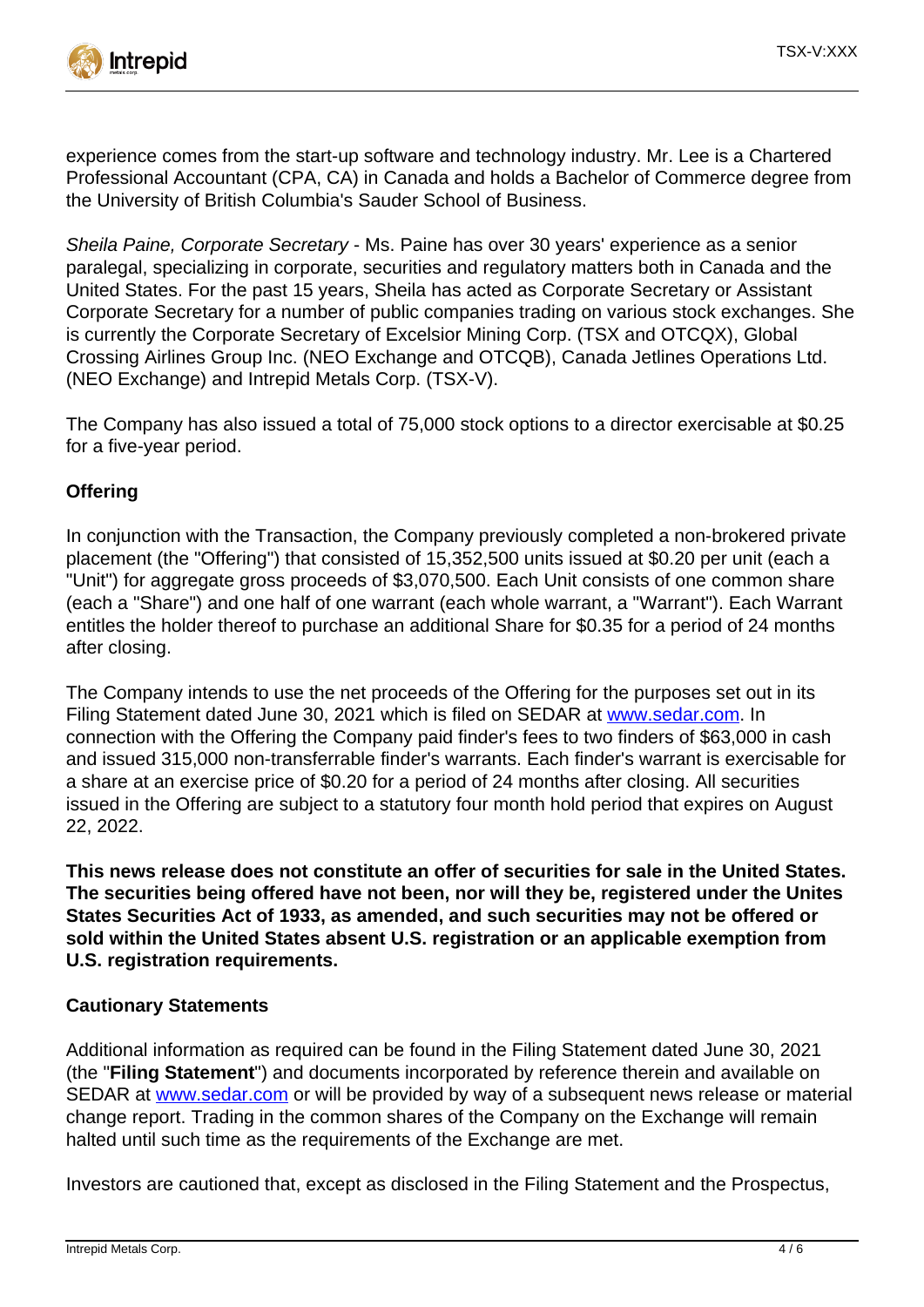experience comes from the start-up software and technology industry. Mr. Lee is a Chartered Professional Accountant (CPA, CA) in Canada and holds a Bachelor of Commerce degree from the University of British Columbia's Sauder School of Business.

*Sheila Paine, Corporate Secretary* - Ms. Paine has over 30 years' experience as a senior paralegal, specializing in corporate, securities and regulatory matters both in Canada and the United States. For the past 15 years, Sheila has acted as Corporate Secretary or Assistant Corporate Secretary for a number of public companies trading on various stock exchanges. She is currently the Corporate Secretary of Excelsior Mining Corp. (TSX and OTCQX), Global Crossing Airlines Group Inc. (NEO Exchange and OTCQB), Canada Jetlines Operations Ltd. (NEO Exchange) and Intrepid Metals Corp. (TSX-V).

The Company has also issued a total of 75,000 stock options to a director exercisable at $0.25 for a five-year period.

**Offering**

In conjunction with the Transaction, the Company previously completed a non-brokered private placement (the "Offering") that consisted of 15,352,500 units issued at $0.20 per unit (each a "Unit") for aggregate gross proceeds of $3,070,500. Each Unit consists of one common share (each a "Share") and one half of one warrant (each whole warrant, a "Warrant"). Each Warrant entitles the holder thereof to purchase an additional Share for $0.35 for a period of 24 months after closing.

The Company intends to use the net proceeds of the Offering for the purposes set out in its Filing Statement dated June 30, 2021 which is filed on SEDAR at [www.sedar.com](http://www.sedar.com). In connection with the Offering the Company paid finder's fees to two finders of $63,000 in cash and issued 315,000 non-transferrable finder's warrants. Each finder's warrant is exercisable for a share at an exercise price of $0.20 for a period of 24 months after closing. All securities issued in the Offering are subject to a statutory four month hold period that expires on August 22, 2022.

**This news release does not constitute an offer of securities for sale in the United States. The securities being offered have not been, nor will they be, registered under the Unites States Securities Act of 1933, as amended, and such securities may not be offered or sold within the United States absent U.S. registration or an applicable exemption from U.S. registration requirements.**

**Cautionary Statements**

Additional information as required can be found in the Filing Statement dated June 30, 2021 (the "**Filing Statement**") and documents incorporated by reference therein and available on SEDAR at [www.sedar.com](http://www.sedar.com) or will be provided by way of a subsequent news release or material change report. Trading in the common shares of the Company on the Exchange will remain halted until such time as the requirements of the Exchange are met.

Investors are cautioned that, except as disclosed in the Filing Statement and the Prospectus,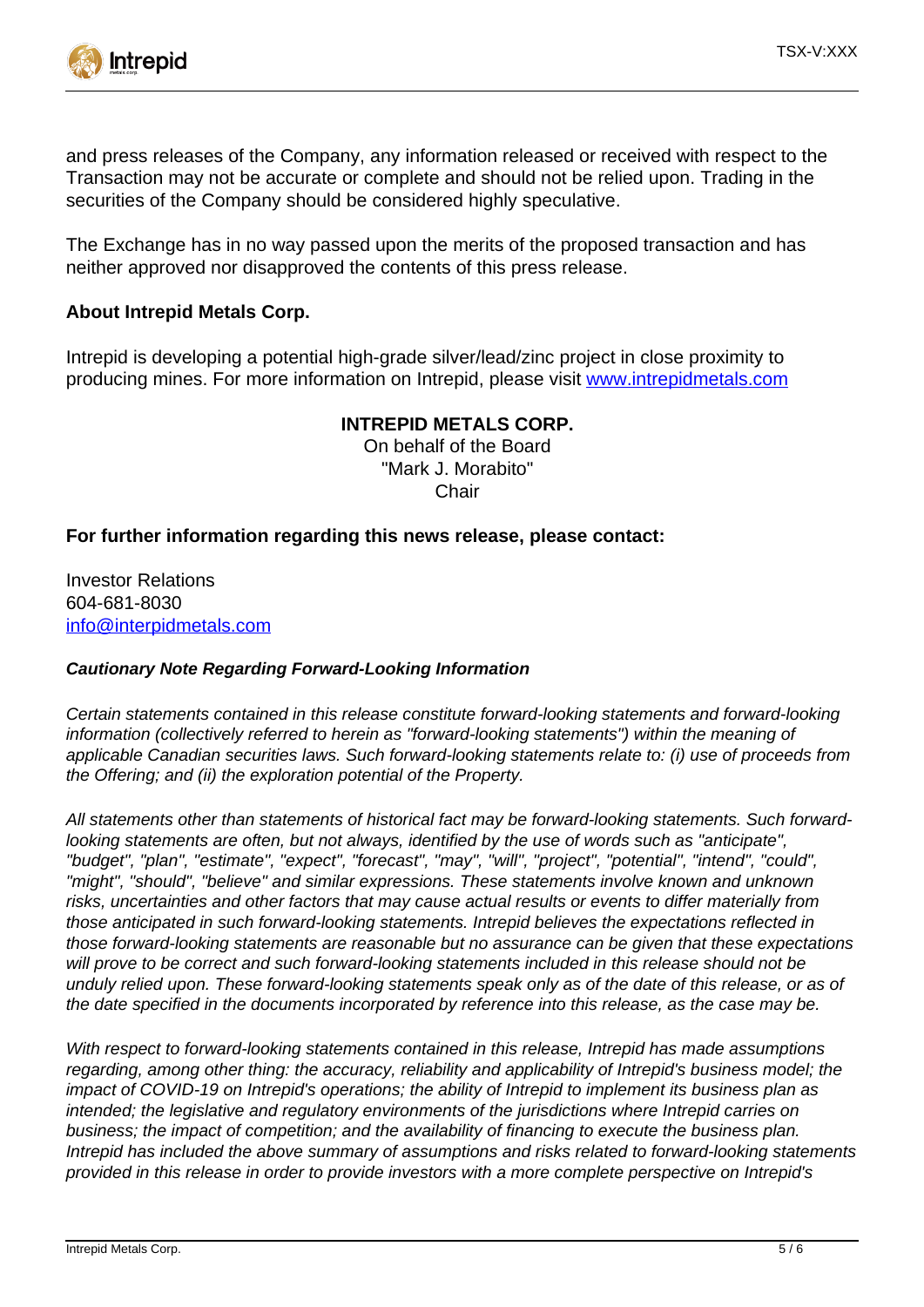and press releases of the Company, any information released or received with respect to the Transaction may not be accurate or complete and should not be relied upon. Trading in the securities of the Company should be considered highly speculative.

The Exchange has in no way passed upon the merits of the proposed transaction and has neither approved nor disapproved the contents of this press release.

**About Intrepid Metals Corp.**

Intrepid is developing a potential high-grade silver/lead/zinc project in close proximity to producing mines. For more information on Intrepid, please visit [www.intrepidmetals.com](http://www.intrepidmetals.com)

**INTREPID METALS CORP.**
On behalf of the Board
"Mark J. Morabito"
Chair

**For further information regarding this news release, please contact:**

Investor Relations
604-681-8030
[info@interpidmetals.com](mailto:info@interpidmetals.com)

***Cautionary Note Regarding Forward-Looking Information***

*Certain statements contained in this release constitute forward-looking statements and forward-looking information (collectively referred to herein as "forward-looking statements") within the meaning of applicable Canadian securities laws. Such forward-looking statements relate to: (i) use of proceeds from the Offering; and (ii) the exploration potential of the Property.*

*All statements other than statements of historical fact may be forward-looking statements. Such forward-looking statements are often, but not always, identified by the use of words such as "anticipate", "budget", "plan", "estimate", "expect", "forecast", "may", "will", "project", "potential", "intend", "could", "might", "should", "believe" and similar expressions. These statements involve known and unknown risks, uncertainties and other factors that may cause actual results or events to differ materially from those anticipated in such forward-looking statements. Intrepid believes the expectations reflected in those forward-looking statements are reasonable but no assurance can be given that these expectations will prove to be correct and such forward-looking statements included in this release should not be unduly relied upon. These forward-looking statements speak only as of the date of this release, or as of the date specified in the documents incorporated by reference into this release, as the case may be.*

*With respect to forward-looking statements contained in this release, Intrepid has made assumptions regarding, among other thing: the accuracy, reliability and applicability of Intrepid's business model; the impact of COVID-19 on Intrepid's operations; the ability of Intrepid to implement its business plan as intended; the legislative and regulatory environments of the jurisdictions where Intrepid carries on business; the impact of competition; and the availability of financing to execute the business plan. Intrepid has included the above summary of assumptions and risks related to forward-looking statements provided in this release in order to provide investors with a more complete perspective on Intrepid's*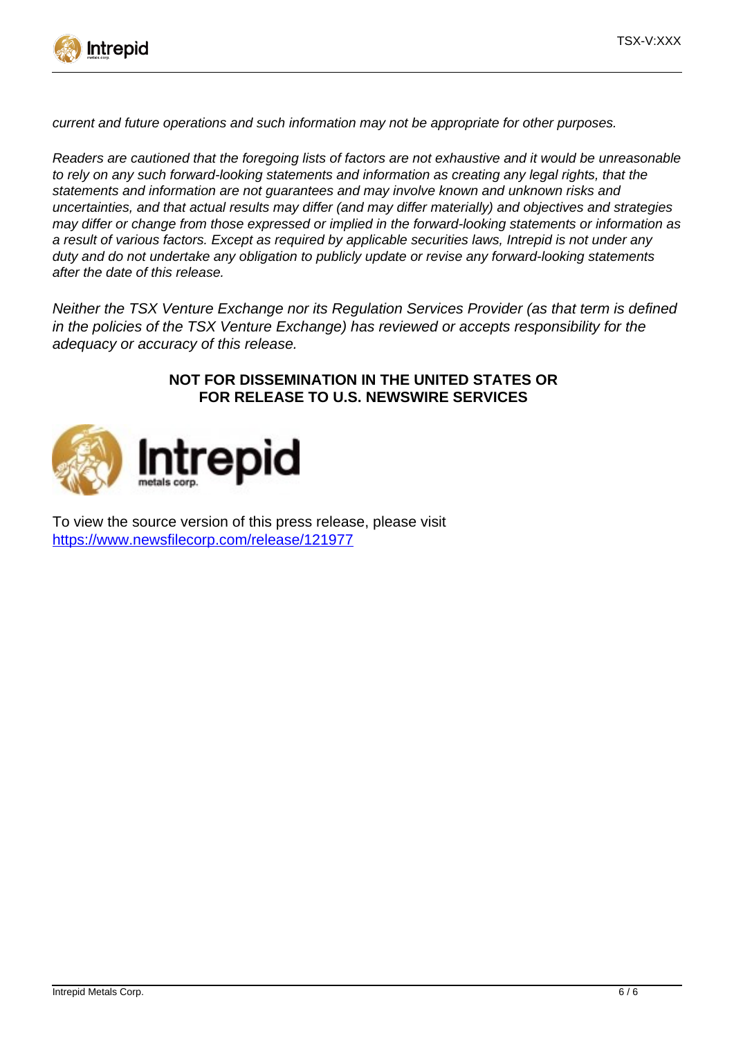*current and future operations and such information may not be appropriate for other purposes.*

*Readers are cautioned that the foregoing lists of factors are not exhaustive and it would be unreasonable to rely on any such forward-looking statements and information as creating any legal rights, that the statements and information are not guarantees and may involve known and unknown risks and uncertainties, and that actual results may differ (and may differ materially) and objectives and strategies may differ or change from those expressed or implied in the forward-looking statements or information as a result of various factors. Except as required by applicable securities laws, Intrepid is not under any duty and do not undertake any obligation to publicly update or revise any forward-looking statements after the date of this release.*

*Neither the TSX Venture Exchange nor its Regulation Services Provider (as that term is defined in the policies of the TSX Venture Exchange) has reviewed or accepts responsibility for the adequacy or accuracy of this release.*

**NOT FOR DISSEMINATION IN THE UNITED STATES OR FOR RELEASE TO U.S. NEWSWIRE SERVICES**

To view the source version of this press release, please visit https://www.newsfilecorp.com/release/121977